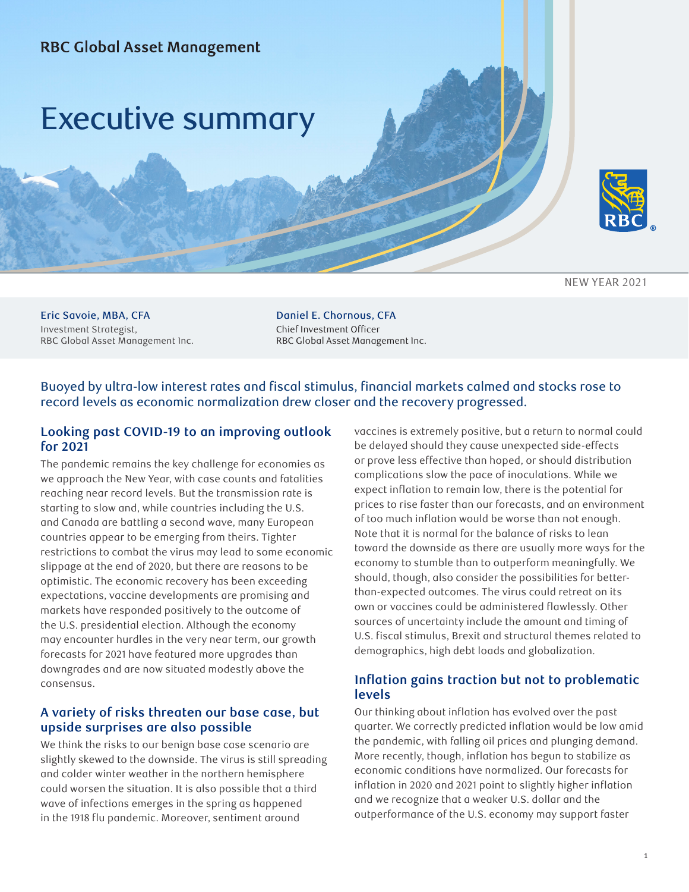RBC Global Asset Management

# Executive summary

NEW YEAR 2021

**Eric Savoie, MBA, CFA**
Investment Strategist,
RBC Global Asset Management Inc.

**Daniel E. Chornous, CFA**
Chief Investment Officer
RBC Global Asset Management Inc.

Buoyed by ultra-low interest rates and fiscal stimulus, financial markets calmed and stocks rose to record levels as economic normalization drew closer and the recovery progressed.

## Looking past COVID-19 to an improving outlook for 2021

The pandemic remains the key challenge for economies as we approach the New Year, with case counts and fatalities reaching near record levels. But the transmission rate is starting to slow and, while countries including the U.S. and Canada are battling a second wave, many European countries appear to be emerging from theirs. Tighter restrictions to combat the virus may lead to some economic slippage at the end of 2020, but there are reasons to be optimistic. The economic recovery has been exceeding expectations, vaccine developments are promising and markets have responded positively to the outcome of the U.S. presidential election. Although the economy may encounter hurdles in the very near term, our growth forecasts for 2021 have featured more upgrades than downgrades and are now situated modestly above the consensus.

## A variety of risks threaten our base case, but upside surprises are also possible

We think the risks to our benign base case scenario are slightly skewed to the downside. The virus is still spreading and colder winter weather in the northern hemisphere could worsen the situation. It is also possible that a third wave of infections emerges in the spring as happened in the 1918 flu pandemic. Moreover, sentiment around vaccines is extremely positive, but a return to normal could be delayed should they cause unexpected side-effects or prove less effective than hoped, or should distribution complications slow the pace of inoculations. While we expect inflation to remain low, there is the potential for prices to rise faster than our forecasts, and an environment of too much inflation would be worse than not enough. Note that it is normal for the balance of risks to lean toward the downside as there are usually more ways for the economy to stumble than to outperform meaningfully. We should, though, also consider the possibilities for better-than-expected outcomes. The virus could retreat on its own or vaccines could be administered flawlessly. Other sources of uncertainty include the amount and timing of U.S. fiscal stimulus, Brexit and structural themes related to demographics, high debt loads and globalization.

## Inflation gains traction but not to problematic levels

Our thinking about inflation has evolved over the past quarter. We correctly predicted inflation would be low amid the pandemic, with falling oil prices and plunging demand. More recently, though, inflation has begun to stabilize as economic conditions have normalized. Our forecasts for inflation in 2020 and 2021 point to slightly higher inflation and we recognize that a weaker U.S. dollar and the outperformance of the U.S. economy may support faster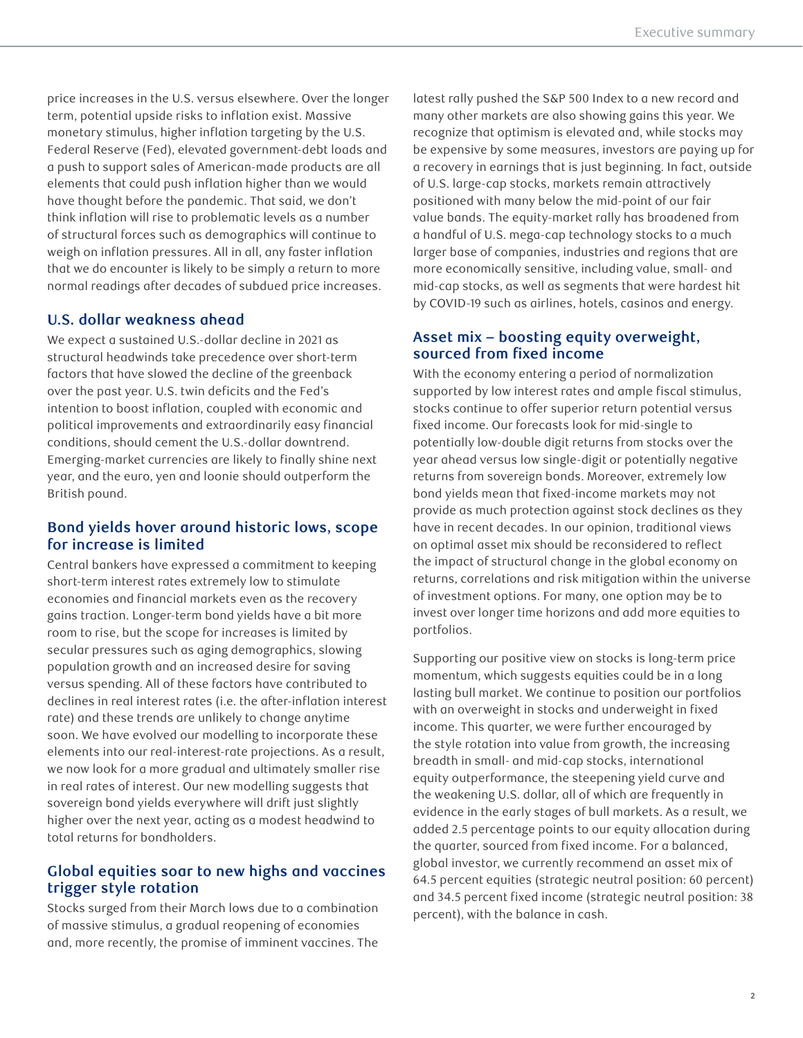price increases in the U.S. versus elsewhere. Over the longer term, potential upside risks to inflation exist. Massive monetary stimulus, higher inflation targeting by the U.S. Federal Reserve (Fed), elevated government-debt loads and a push to support sales of American-made products are all elements that could push inflation higher than we would have thought before the pandemic. That said, we don't think inflation will rise to problematic levels as a number of structural forces such as demographics will continue to weigh on inflation pressures. All in all, any faster inflation that we do encounter is likely to be simply a return to more normal readings after decades of subdued price increases.

## U.S. dollar weakness ahead

We expect a sustained U.S.-dollar decline in 2021 as structural headwinds take precedence over short-term factors that have slowed the decline of the greenback over the past year. U.S. twin deficits and the Fed's intention to boost inflation, coupled with economic and political improvements and extraordinarily easy financial conditions, should cement the U.S.-dollar downtrend. Emerging-market currencies are likely to finally shine next year, and the euro, yen and loonie should outperform the British pound.

## Bond yields hover around historic lows, scope for increase is limited

Central bankers have expressed a commitment to keeping short-term interest rates extremely low to stimulate economies and financial markets even as the recovery gains traction. Longer-term bond yields have a bit more room to rise, but the scope for increases is limited by secular pressures such as aging demographics, slowing population growth and an increased desire for saving versus spending. All of these factors have contributed to declines in real interest rates (i.e. the after-inflation interest rate) and these trends are unlikely to change anytime soon. We have evolved our modelling to incorporate these elements into our real-interest-rate projections. As a result, we now look for a more gradual and ultimately smaller rise in real rates of interest. Our new modelling suggests that sovereign bond yields everywhere will drift just slightly higher over the next year, acting as a modest headwind to total returns for bondholders.

## Global equities soar to new highs and vaccines trigger style rotation

Stocks surged from their March lows due to a combination of massive stimulus, a gradual reopening of economies and, more recently, the promise of imminent vaccines. The latest rally pushed the S&P 500 Index to a new record and many other markets are also showing gains this year. We recognize that optimism is elevated and, while stocks may be expensive by some measures, investors are paying up for a recovery in earnings that is just beginning. In fact, outside of U.S. large-cap stocks, markets remain attractively positioned with many below the mid-point of our fair value bands. The equity-market rally has broadened from a handful of U.S. mega-cap technology stocks to a much larger base of companies, industries and regions that are more economically sensitive, including value, small- and mid-cap stocks, as well as segments that were hardest hit by COVID-19 such as airlines, hotels, casinos and energy.

## Asset mix – boosting equity overweight, sourced from fixed income

With the economy entering a period of normalization supported by low interest rates and ample fiscal stimulus, stocks continue to offer superior return potential versus fixed income. Our forecasts look for mid-single to potentially low-double digit returns from stocks over the year ahead versus low single-digit or potentially negative returns from sovereign bonds. Moreover, extremely low bond yields mean that fixed-income markets may not provide as much protection against stock declines as they have in recent decades. In our opinion, traditional views on optimal asset mix should be reconsidered to reflect the impact of structural change in the global economy on returns, correlations and risk mitigation within the universe of investment options. For many, one option may be to invest over longer time horizons and add more equities to portfolios.

Supporting our positive view on stocks is long-term price momentum, which suggests equities could be in a long lasting bull market. We continue to position our portfolios with an overweight in stocks and underweight in fixed income. This quarter, we were further encouraged by the style rotation into value from growth, the increasing breadth in small- and mid-cap stocks, international equity outperformance, the steepening yield curve and the weakening U.S. dollar, all of which are frequently in evidence in the early stages of bull markets. As a result, we added 2.5 percentage points to our equity allocation during the quarter, sourced from fixed income. For a balanced, global investor, we currently recommend an asset mix of 64.5 percent equities (strategic neutral position: 60 percent) and 34.5 percent fixed income (strategic neutral position: 38 percent), with the balance in cash.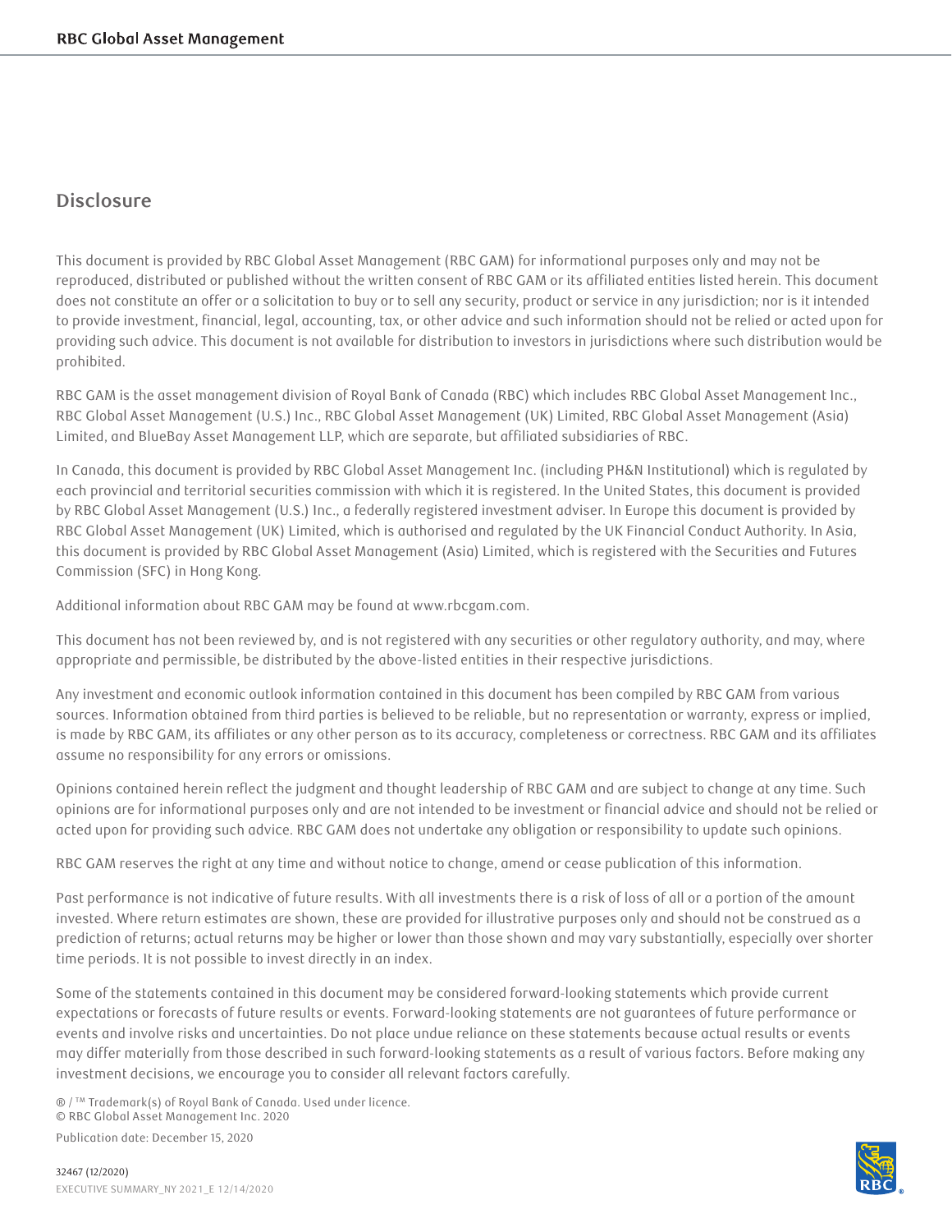## Disclosure

This document is provided by RBC Global Asset Management (RBC GAM) for informational purposes only and may not be reproduced, distributed or published without the written consent of RBC GAM or its affiliated entities listed herein. This document does not constitute an offer or a solicitation to buy or to sell any security, product or service in any jurisdiction; nor is it intended to provide investment, financial, legal, accounting, tax, or other advice and such information should not be relied or acted upon for providing such advice. This document is not available for distribution to investors in jurisdictions where such distribution would be prohibited.

RBC GAM is the asset management division of Royal Bank of Canada (RBC) which includes RBC Global Asset Management Inc., RBC Global Asset Management (U.S.) Inc., RBC Global Asset Management (UK) Limited, RBC Global Asset Management (Asia) Limited, and BlueBay Asset Management LLP, which are separate, but affiliated subsidiaries of RBC.

In Canada, this document is provided by RBC Global Asset Management Inc. (including PH&N Institutional) which is regulated by each provincial and territorial securities commission with which it is registered. In the United States, this document is provided by RBC Global Asset Management (U.S.) Inc., a federally registered investment adviser. In Europe this document is provided by RBC Global Asset Management (UK) Limited, which is authorised and regulated by the UK Financial Conduct Authority. In Asia, this document is provided by RBC Global Asset Management (Asia) Limited, which is registered with the Securities and Futures Commission (SFC) in Hong Kong.

Additional information about RBC GAM may be found at www.rbcgam.com.

This document has not been reviewed by, and is not registered with any securities or other regulatory authority, and may, where appropriate and permissible, be distributed by the above-listed entities in their respective jurisdictions.

Any investment and economic outlook information contained in this document has been compiled by RBC GAM from various sources. Information obtained from third parties is believed to be reliable, but no representation or warranty, express or implied, is made by RBC GAM, its affiliates or any other person as to its accuracy, completeness or correctness. RBC GAM and its affiliates assume no responsibility for any errors or omissions.

Opinions contained herein reflect the judgment and thought leadership of RBC GAM and are subject to change at any time. Such opinions are for informational purposes only and are not intended to be investment or financial advice and should not be relied or acted upon for providing such advice. RBC GAM does not undertake any obligation or responsibility to update such opinions.

RBC GAM reserves the right at any time and without notice to change, amend or cease publication of this information.

Past performance is not indicative of future results. With all investments there is a risk of loss of all or a portion of the amount invested. Where return estimates are shown, these are provided for illustrative purposes only and should not be construed as a prediction of returns; actual returns may be higher or lower than those shown and may vary substantially, especially over shorter time periods. It is not possible to invest directly in an index.

Some of the statements contained in this document may be considered forward-looking statements which provide current expectations or forecasts of future results or events. Forward-looking statements are not guarantees of future performance or events and involve risks and uncertainties. Do not place undue reliance on these statements because actual results or events may differ materially from those described in such forward-looking statements as a result of various factors. Before making any investment decisions, we encourage you to consider all relevant factors carefully.

® / ™ Trademark(s) of Royal Bank of Canada. Used under licence.
© RBC Global Asset Management Inc. 2020

Publication date: December 15, 2020

32467 (12/2020)
EXECUTIVE SUMMARY_NY 2021_E 12/14/2020